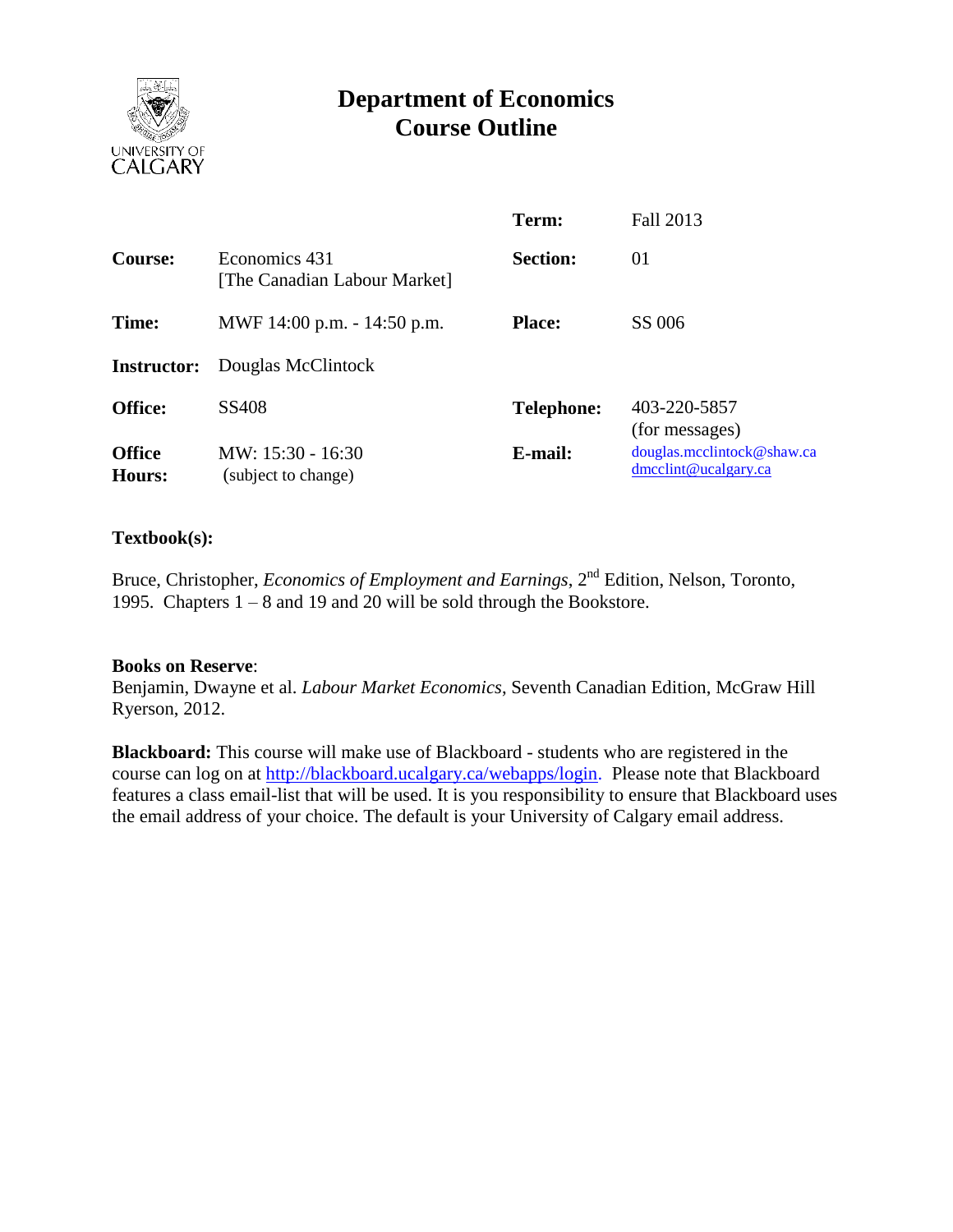# Department of Economics
# Course Outline

| | | | |
|---|---|---|---|
| | | **Term:** | Fall 2013 |
| **Course:** | Economics 431 [The Canadian Labour Market] | **Section:** | 01 |
| **Time:** | MWF 14:00 p.m. - 14:50 p.m. | **Place:** | SS 006 |
| **Instructor:** | Douglas McClintock | | |
| **Office:** | SS408 | **Telephone:** | 403-220-5857 (for messages) |
| **Office Hours:** | MW: 15:30 - 16:30 (subject to change) | **E-mail:** | douglas.mcclintock@shaw.ca dmcclint@ucalgary.ca |

## Textbook(s):

Bruce, Christopher, *Economics of Employment and Earnings*, 2nd Edition, Nelson, Toronto, 1995. Chapters 1 – 8 and 19 and 20 will be sold through the Bookstore.

**Books on Reserve**:
Benjamin, Dwayne et al. *Labour Market Economics*, Seventh Canadian Edition, McGraw Hill Ryerson, 2012.

**Blackboard:** This course will make use of Blackboard - students who are registered in the course can log on at http://blackboard.ucalgary.ca/webapps/login. Please note that Blackboard features a class email-list that will be used. It is you responsibility to ensure that Blackboard uses the email address of your choice. The default is your University of Calgary email address.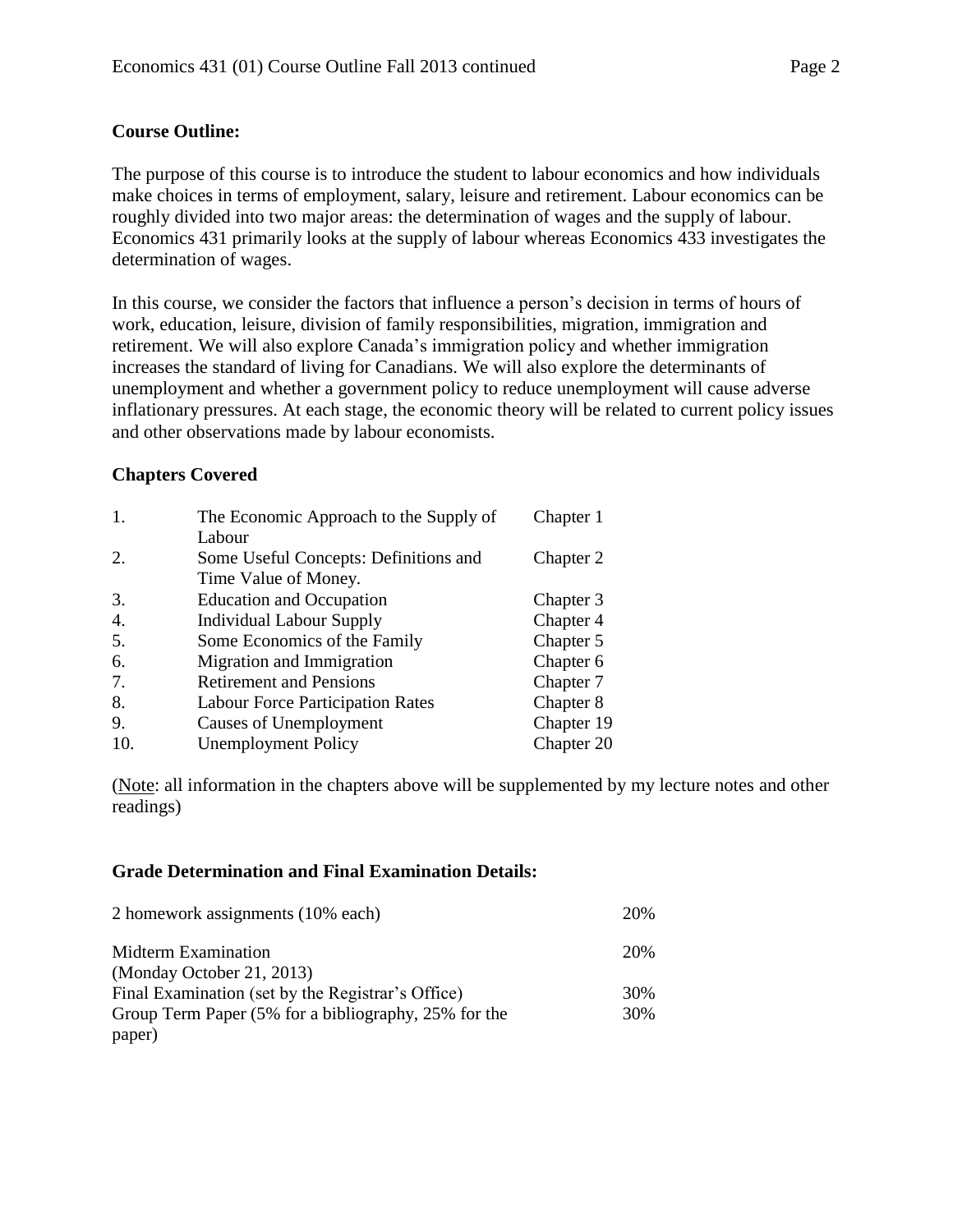**Course Outline:**

The purpose of this course is to introduce the student to labour economics and how individuals make choices in terms of employment, salary, leisure and retirement. Labour economics can be roughly divided into two major areas: the determination of wages and the supply of labour. Economics 431 primarily looks at the supply of labour whereas Economics 433 investigates the determination of wages.

In this course, we consider the factors that influence a person's decision in terms of hours of work, education, leisure, division of family responsibilities, migration, immigration and retirement. We will also explore Canada's immigration policy and whether immigration increases the standard of living for Canadians. We will also explore the determinants of unemployment and whether a government policy to reduce unemployment will cause adverse inflationary pressures. At each stage, the economic theory will be related to current policy issues and other observations made by labour economists.

**Chapters Covered**

| | | |
|---|---|---|
| 1. | The Economic Approach to the Supply of Labour | Chapter 1 |
| 2. | Some Useful Concepts: Definitions and Time Value of Money. | Chapter 2 |
| 3. | Education and Occupation | Chapter 3 |
| 4. | Individual Labour Supply | Chapter 4 |
| 5. | Some Economics of the Family | Chapter 5 |
| 6. | Migration and Immigration | Chapter 6 |
| 7. | Retirement and Pensions | Chapter 7 |
| 8. | Labour Force Participation Rates | Chapter 8 |
| 9. | Causes of Unemployment | Chapter 19 |
| 10. | Unemployment Policy | Chapter 20 |

(Note: all information in the chapters above will be supplemented by my lecture notes and other readings)

**Grade Determination and Final Examination Details:**

| | |
|---|---|
| 2 homework assignments (10% each) | 20% |
| Midterm Examination (Monday October 21, 2013) | 20% |
| Final Examination (set by the Registrar's Office) | 30% |
| Group Term Paper (5% for a bibliography, 25% for the paper) | 30% |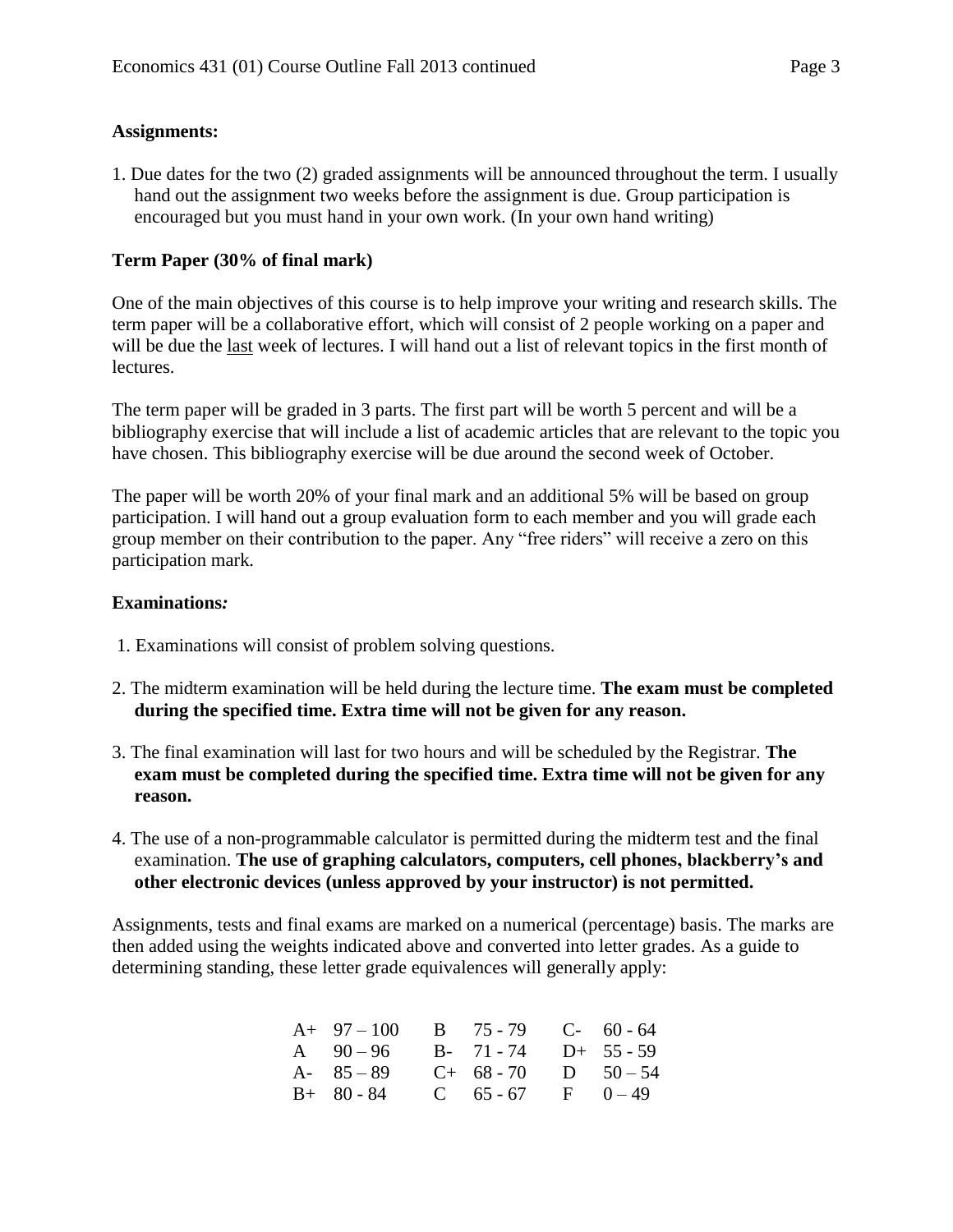**Assignments:**

1. Due dates for the two (2) graded assignments will be announced throughout the term. I usually hand out the assignment two weeks before the assignment is due. Group participation is encouraged but you must hand in your own work. (In your own hand writing)

**Term Paper (30% of final mark)**

One of the main objectives of this course is to help improve your writing and research skills. The term paper will be a collaborative effort, which will consist of 2 people working on a paper and will be due the <u>last</u> week of lectures. I will hand out a list of relevant topics in the first month of lectures.

The term paper will be graded in 3 parts. The first part will be worth 5 percent and will be a bibliography exercise that will include a list of academic articles that are relevant to the topic you have chosen. This bibliography exercise will be due around the second week of October.

The paper will be worth 20% of your final mark and an additional 5% will be based on group participation. I will hand out a group evaluation form to each member and you will grade each group member on their contribution to the paper. Any "free riders" will receive a zero on this participation mark.

**Examinations*:***

1. Examinations will consist of problem solving questions.
2. The midterm examination will be held during the lecture time. **The exam must be completed during the specified time. Extra time will not be given for any reason.**
3. The final examination will last for two hours and will be scheduled by the Registrar. **The exam must be completed during the specified time. Extra time will not be given for any reason.**
4. The use of a non-programmable calculator is permitted during the midterm test and the final examination. **The use of graphing calculators, computers, cell phones, blackberry's and other electronic devices (unless approved by your instructor) is not permitted.**

Assignments, tests and final exams are marked on a numerical (percentage) basis. The marks are then added using the weights indicated above and converted into letter grades. As a guide to determining standing, these letter grade equivalences will generally apply:

| | | | | | |
|---|---|---|---|---|---|
| A+ | 97 – 100 | B | 75 - 79 | C- | 60 - 64 |
| A | 90 – 96 | B- | 71 - 74 | D+ | 55 - 59 |
| A- | 85 – 89 | C+ | 68 - 70 | D | 50 – 54 |
| B+ | 80 - 84 | C | 65 - 67 | F | 0 – 49 |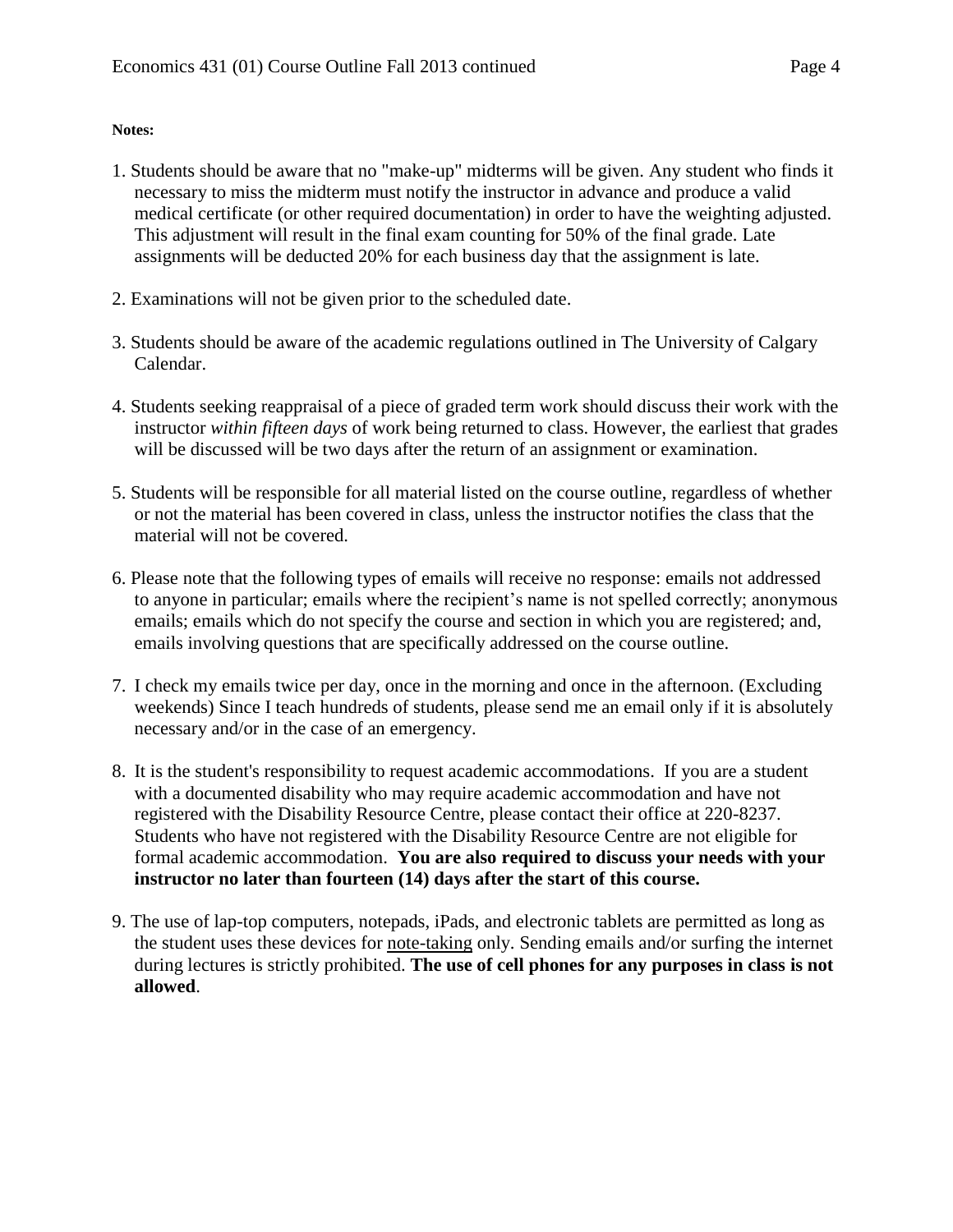**Notes:**

1. Students should be aware that no "make-up" midterms will be given. Any student who finds it necessary to miss the midterm must notify the instructor in advance and produce a valid medical certificate (or other required documentation) in order to have the weighting adjusted. This adjustment will result in the final exam counting for 50% of the final grade. Late assignments will be deducted 20% for each business day that the assignment is late.

2. Examinations will not be given prior to the scheduled date.

3. Students should be aware of the academic regulations outlined in The University of Calgary Calendar.

4. Students seeking reappraisal of a piece of graded term work should discuss their work with the instructor *within fifteen days* of work being returned to class. However, the earliest that grades will be discussed will be two days after the return of an assignment or examination.

5. Students will be responsible for all material listed on the course outline, regardless of whether or not the material has been covered in class, unless the instructor notifies the class that the material will not be covered.

6. Please note that the following types of emails will receive no response: emails not addressed to anyone in particular; emails where the recipient's name is not spelled correctly; anonymous emails; emails which do not specify the course and section in which you are registered; and, emails involving questions that are specifically addressed on the course outline.

7. I check my emails twice per day, once in the morning and once in the afternoon. (Excluding weekends) Since I teach hundreds of students, please send me an email only if it is absolutely necessary and/or in the case of an emergency.

8. It is the student's responsibility to request academic accommodations. If you are a student with a documented disability who may require academic accommodation and have not registered with the Disability Resource Centre, please contact their office at 220-8237. Students who have not registered with the Disability Resource Centre are not eligible for formal academic accommodation. **You are also required to discuss your needs with your instructor no later than fourteen (14) days after the start of this course.**

9. The use of lap-top computers, notepads, iPads, and electronic tablets are permitted as long as the student uses these devices for note-taking only. Sending emails and/or surfing the internet during lectures is strictly prohibited. **The use of cell phones for any purposes in class is not allowed**.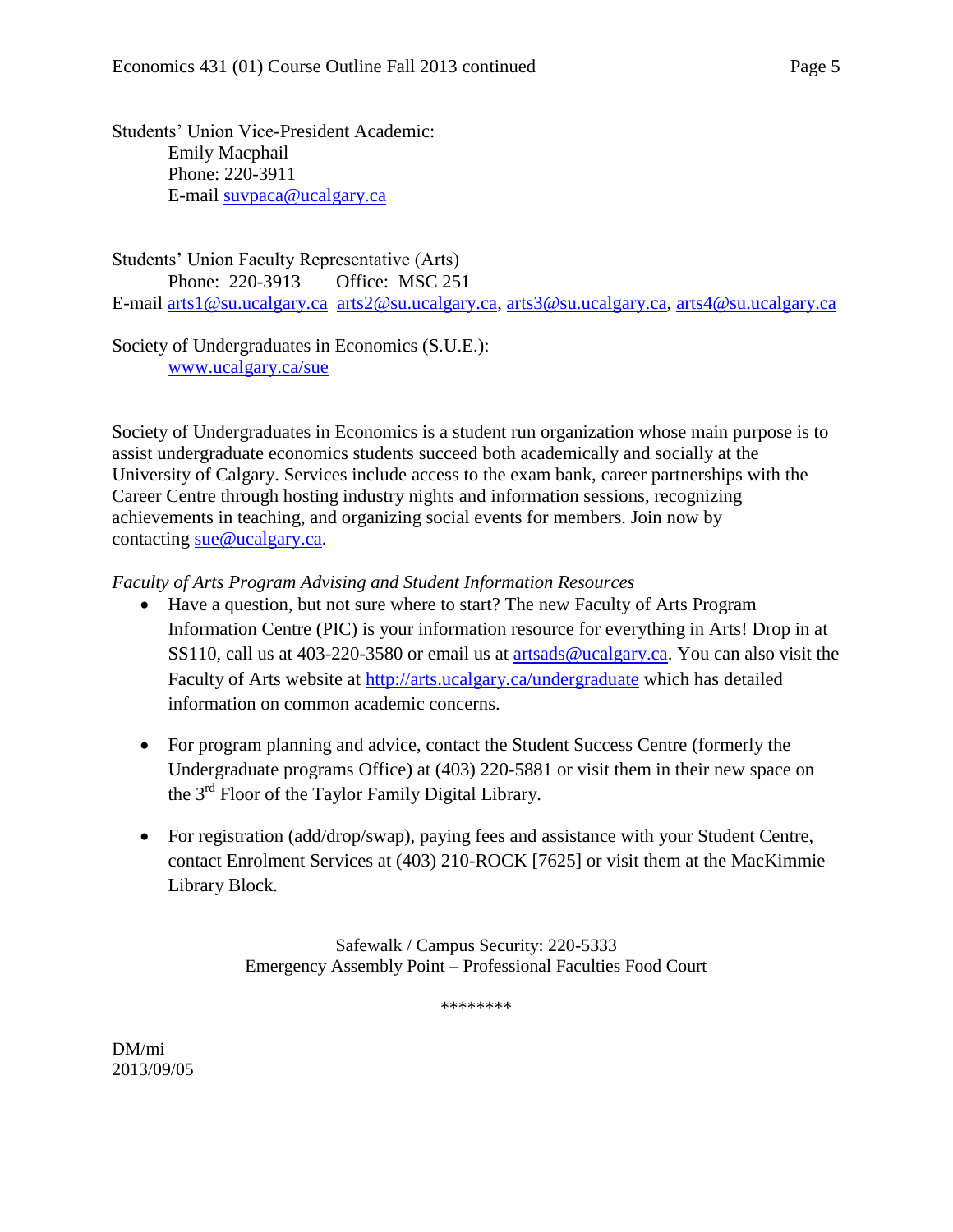Students' Union Vice-President Academic:
Emily Macphail
Phone: 220-3911
E-mail suvpaca@ucalgary.ca

Students' Union Faculty Representative (Arts)
Phone: 220-3913 Office: MSC 251
E-mail arts1@su.ucalgary.ca arts2@su.ucalgary.ca, arts3@su.ucalgary.ca, arts4@su.ucalgary.ca

Society of Undergraduates in Economics (S.U.E.):
www.ucalgary.ca/sue

Society of Undergraduates in Economics is a student run organization whose main purpose is to assist undergraduate economics students succeed both academically and socially at the University of Calgary. Services include access to the exam bank, career partnerships with the Career Centre through hosting industry nights and information sessions, recognizing achievements in teaching, and organizing social events for members. Join now by contacting sue@ucalgary.ca.

*Faculty of Arts Program Advising and Student Information Resources*

- Have a question, but not sure where to start? The new Faculty of Arts Program Information Centre (PIC) is your information resource for everything in Arts! Drop in at SS110, call us at 403-220-3580 or email us at artsads@ucalgary.ca. You can also visit the Faculty of Arts website at http://arts.ucalgary.ca/undergraduate which has detailed information on common academic concerns.

- For program planning and advice, contact the Student Success Centre (formerly the Undergraduate programs Office) at (403) 220-5881 or visit them in their new space on the 3rd Floor of the Taylor Family Digital Library.

- For registration (add/drop/swap), paying fees and assistance with your Student Centre, contact Enrolment Services at (403) 210-ROCK [7625] or visit them at the MacKimmie Library Block.

Safewalk / Campus Security: 220-5333
Emergency Assembly Point – Professional Faculties Food Court

********

DM/mi
2013/09/05